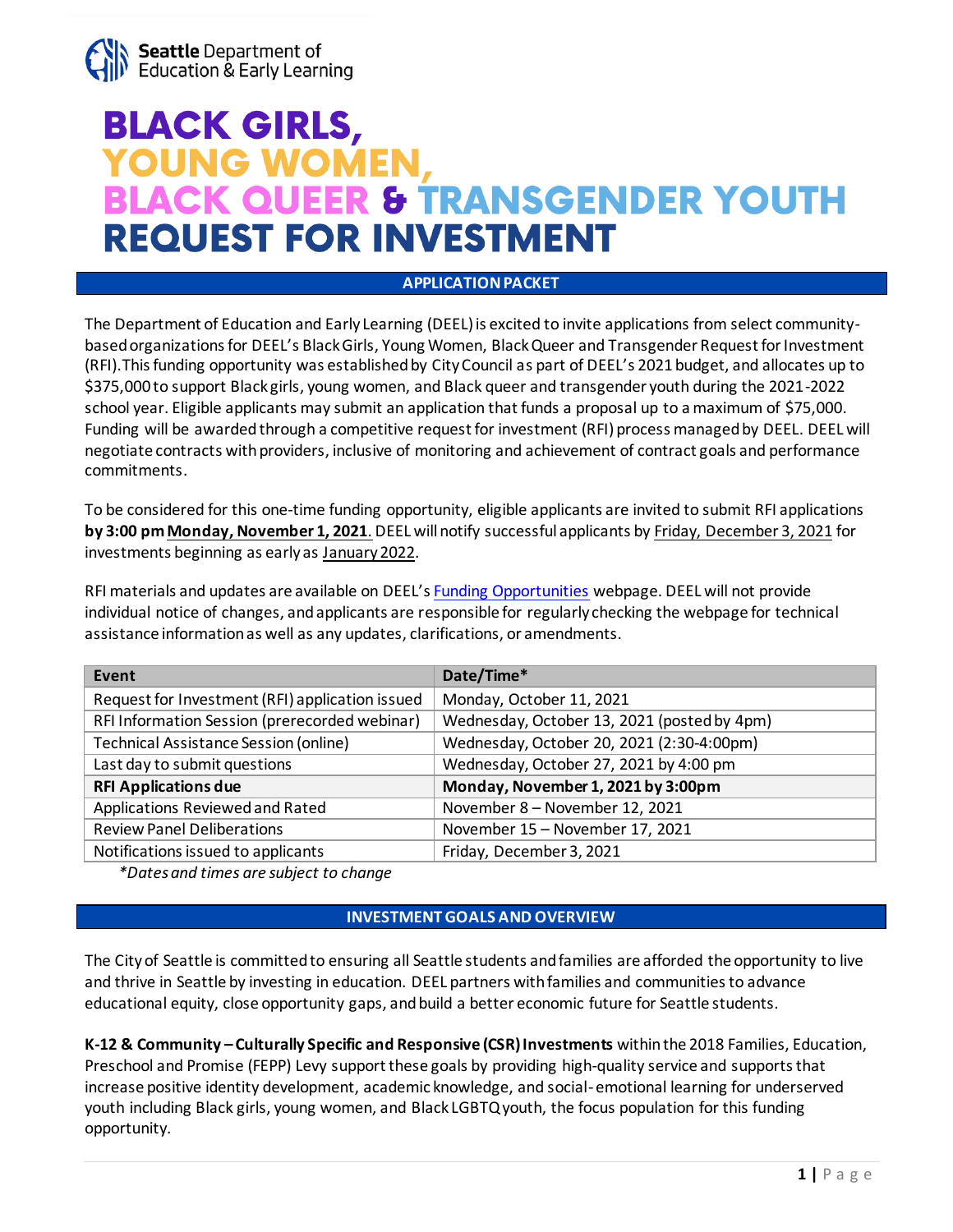Seattle Department of Education & Early Learning

# BLACK GIRLS, YOUNG WOMEN, BLACK QUEER & TRANSGENDER YOUTH REQUEST FOR INVESTMENT

## APPLICATION PACKET

The Department of Education and Early Learning (DEEL) is excited to invite applications from select community-based organizations for DEEL's Black Girls, Young Women, Black Queer and Transgender Request for Investment (RFI). This funding opportunity was established by City Council as part of DEEL's 2021 budget, and allocates up to $375,000 to support Black girls, young women, and Black queer and transgender youth during the 2021-2022 school year. Eligible applicants may submit an application that funds a proposal up to a maximum of $75,000. Funding will be awarded through a competitive request for investment (RFI) process managed by DEEL. DEEL will negotiate contracts with providers, inclusive of monitoring and achievement of contract goals and performance commitments.

To be considered for this one-time funding opportunity, eligible applicants are invited to submit RFI applications **by 3:00 pm Monday, November 1, 2021**. DEEL will notify successful applicants by Friday, December 3, 2021 for investments beginning as early as January 2022.

RFI materials and updates are available on DEEL's Funding Opportunities webpage. DEEL will not provide individual notice of changes, and applicants are responsible for regularly checking the webpage for technical assistance information as well as any updates, clarifications, or amendments.

| Event | Date/Time* |
|---|---|
| Request for Investment (RFI) application issued | Monday, October 11, 2021 |
| RFI Information Session (prerecorded webinar) | Wednesday, October 13, 2021 (posted by 4pm) |
| Technical Assistance Session (online) | Wednesday, October 20, 2021 (2:30-4:00pm) |
| Last day to submit questions | Wednesday, October 27, 2021 by 4:00 pm |
| **RFI Applications due** | **Monday, November 1, 2021 by 3:00pm** |
| Applications Reviewed and Rated | November 8 – November 12, 2021 |
| Review Panel Deliberations | November 15 – November 17, 2021 |
| Notifications issued to applicants | Friday, December 3, 2021 |

*\*Dates and times are subject to change*

## INVESTMENT GOALS AND OVERVIEW

The City of Seattle is committed to ensuring all Seattle students and families are afforded the opportunity to live and thrive in Seattle by investing in education. DEEL partners with families and communities to advance educational equity, close opportunity gaps, and build a better economic future for Seattle students.

**K-12 & Community – Culturally Specific and Responsive (CSR) Investments** within the 2018 Families, Education, Preschool and Promise (FEPP) Levy support these goals by providing high-quality service and supports that increase positive identity development, academic knowledge, and social-emotional learning for underserved youth including Black girls, young women, and Black LGBTQ youth, the focus population for this funding opportunity.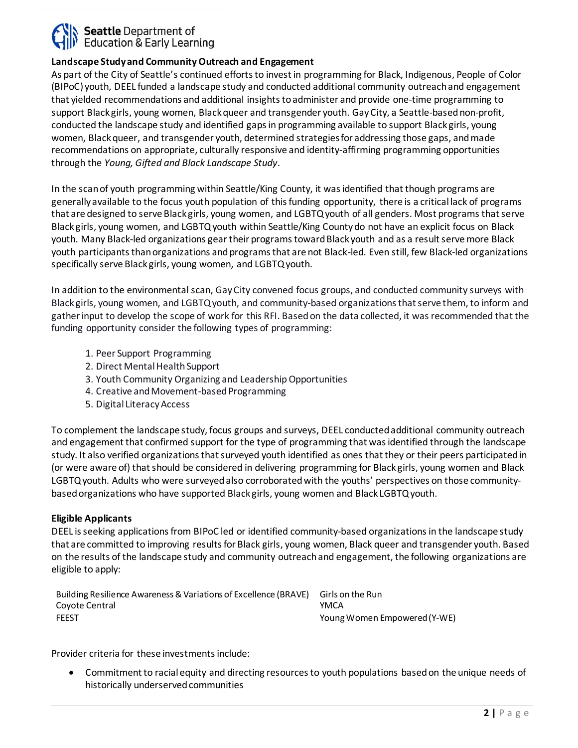**Landscape Study and Community Outreach and Engagement**

As part of the City of Seattle's continued efforts to invest in programming for Black, Indigenous, People of Color (BIPoC) youth, DEEL funded a landscape study and conducted additional community outreach and engagement that yielded recommendations and additional insights to administer and provide one-time programming to support Black girls, young women, Black queer and transgender youth. Gay City, a Seattle-based non-profit, conducted the landscape study and identified gaps in programming available to support Black girls, young women, Black queer, and transgender youth, determined strategies for addressing those gaps, and made recommendations on appropriate, culturally responsive and identity-affirming programming opportunities through the *Young, Gifted and Black Landscape Study*.

In the scan of youth programming within Seattle/King County, it was identified that though programs are generally available to the focus youth population of this funding opportunity, there is a critical lack of programs that are designed to serve Black girls, young women, and LGBTQ youth of all genders. Most programs that serve Black girls, young women, and LGBTQ youth within Seattle/King County do not have an explicit focus on Black youth. Many Black-led organizations gear their programs toward Black youth and as a result serve more Black youth participants than organizations and programs that are not Black-led. Even still, few Black-led organizations specifically serve Black girls, young women, and LGBTQ youth.

In addition to the environmental scan, Gay City convened focus groups, and conducted community surveys with Black girls, young women, and LGBTQ youth, and community-based organizations that serve them, to inform and gather input to develop the scope of work for this RFI. Based on the data collected, it was recommended that the funding opportunity consider the following types of programming:

1. Peer Support Programming
2. Direct Mental Health Support
3. Youth Community Organizing and Leadership Opportunities
4. Creative and Movement-based Programming
5. Digital Literacy Access

To complement the landscape study, focus groups and surveys, DEEL conducted additional community outreach and engagement that confirmed support for the type of programming that was identified through the landscape study. It also verified organizations that surveyed youth identified as ones that they or their peers participated in (or were aware of) that should be considered in delivering programming for Black girls, young women and Black LGBTQ youth. Adults who were surveyed also corroborated with the youths' perspectives on those community-based organizations who have supported Black girls, young women and Black LGBTQ youth.

**Eligible Applicants**

DEEL is seeking applications from BIPoC led or identified community-based organizations in the landscape study that are committed to improving results for Black girls, young women, Black queer and transgender youth. Based on the results of the landscape study and community outreach and engagement, the following organizations are eligible to apply:

- Building Resilience Awareness & Variations of Excellence (BRAVE)
- Coyote Central
- FEEST
- Girls on the Run
- YMCA
- Young Women Empowered (Y-WE)

Provider criteria for these investments include:

- Commitment to racial equity and directing resources to youth populations based on the unique needs of historically underserved communities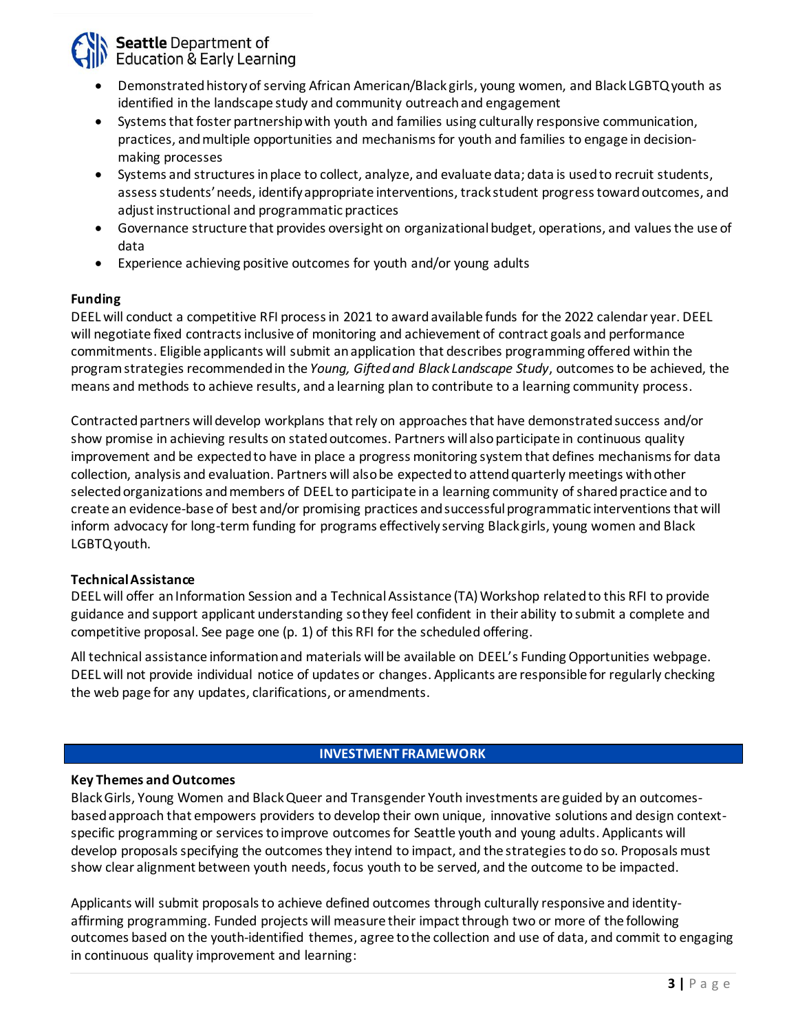- Demonstrated history of serving African American/Black girls, young women, and Black LGBTQ youth as identified in the landscape study and community outreach and engagement
- Systems that foster partnership with youth and families using culturally responsive communication, practices, and multiple opportunities and mechanisms for youth and families to engage in decision-making processes
- Systems and structures in place to collect, analyze, and evaluate data; data is used to recruit students, assess students' needs, identify appropriate interventions, track student progress toward outcomes, and adjust instructional and programmatic practices
- Governance structure that provides oversight on organizational budget, operations, and values the use of data
- Experience achieving positive outcomes for youth and/or young adults

**Funding**

DEEL will conduct a competitive RFI process in 2021 to award available funds for the 2022 calendar year. DEEL will negotiate fixed contracts inclusive of monitoring and achievement of contract goals and performance commitments. Eligible applicants will submit an application that describes programming offered within the program strategies recommended in the *Young, Gifted and Black Landscape Study*, outcomes to be achieved, the means and methods to achieve results, and a learning plan to contribute to a learning community process.

Contracted partners will develop workplans that rely on approaches that have demonstrated success and/or show promise in achieving results on stated outcomes. Partners will also participate in continuous quality improvement and be expected to have in place a progress monitoring system that defines mechanisms for data collection, analysis and evaluation. Partners will also be expected to attend quarterly meetings with other selected organizations and members of DEEL to participate in a learning community of shared practice and to create an evidence-base of best and/or promising practices and successful programmatic interventions that will inform advocacy for long-term funding for programs effectively serving Black girls, young women and Black LGBTQ youth.

**Technical Assistance**

DEEL will offer an Information Session and a Technical Assistance (TA) Workshop related to this RFI to provide guidance and support applicant understanding so they feel confident in their ability to submit a complete and competitive proposal. See page one (p. 1) of this RFI for the scheduled offering.

All technical assistance information and materials will be available on DEEL's Funding Opportunities webpage. DEEL will not provide individual notice of updates or changes. Applicants are responsible for regularly checking the web page for any updates, clarifications, or amendments.

## INVESTMENT FRAMEWORK

**Key Themes and Outcomes**

Black Girls, Young Women and Black Queer and Transgender Youth investments are guided by an outcomes-based approach that empowers providers to develop their own unique, innovative solutions and design context-specific programming or services to improve outcomes for Seattle youth and young adults. Applicants will develop proposals specifying the outcomes they intend to impact, and the strategies to do so. Proposals must show clear alignment between youth needs, focus youth to be served, and the outcome to be impacted.

Applicants will submit proposals to achieve defined outcomes through culturally responsive and identity-affirming programming. Funded projects will measure their impact through two or more of the following outcomes based on the youth-identified themes, agree to the collection and use of data, and commit to engaging in continuous quality improvement and learning: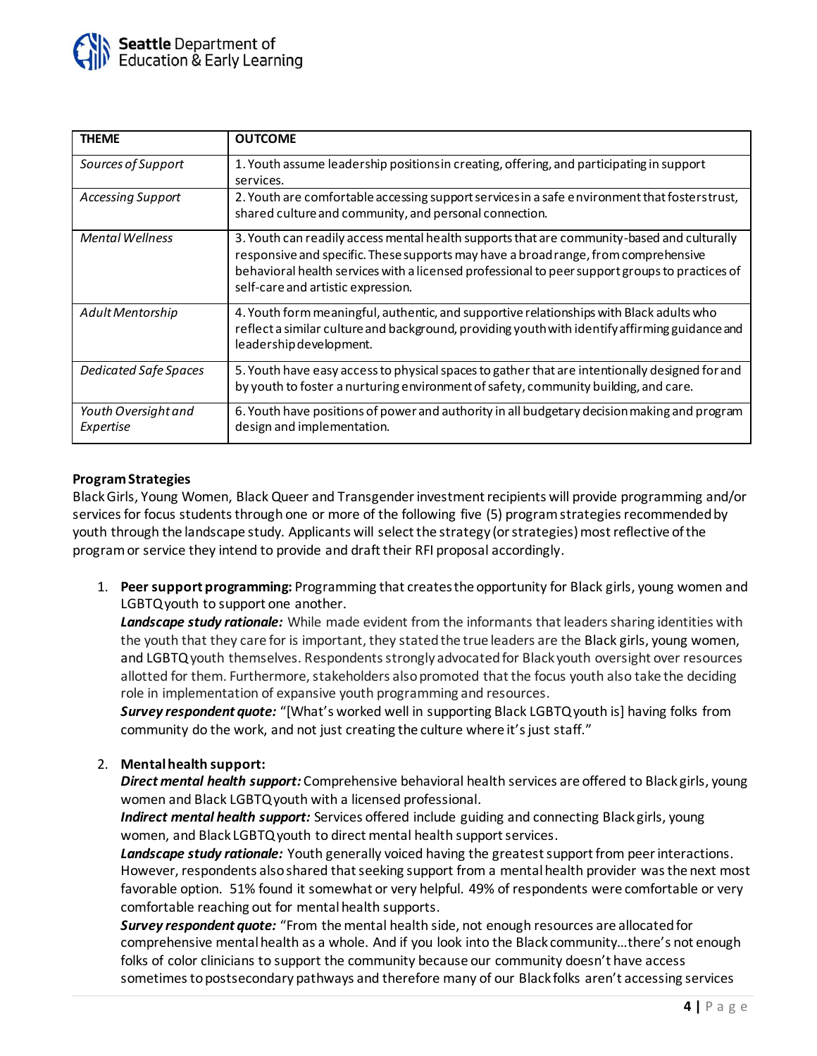| THEME | OUTCOME |
|---|---|
| *Sources of Support* | 1. Youth assume leadership positions in creating, offering, and participating in support services. |
| *Accessing Support* | 2. Youth are comfortable accessing support services in a safe environment that fosters trust, shared culture and community, and personal connection. |
| *Mental Wellness* | 3. Youth can readily access mental health supports that are community-based and culturally responsive and specific. These supports may have a broad range, from comprehensive behavioral health services with a licensed professional to peer support groups to practices of self-care and artistic expression. |
| *Adult Mentorship* | 4. Youth form meaningful, authentic, and supportive relationships with Black adults who reflect a similar culture and background, providing youth with identify affirming guidance and leadership development. |
| *Dedicated Safe Spaces* | 5. Youth have easy access to physical spaces to gather that are intentionally designed for and by youth to foster a nurturing environment of safety, community building, and care. |
| *Youth Oversight and Expertise* | 6. Youth have positions of power and authority in all budgetary decision making and program design and implementation. |

**Program Strategies**

Black Girls, Young Women, Black Queer and Transgender investment recipients will provide programming and/or services for focus students through one or more of the following five (5) program strategies recommended by youth through the landscape study. Applicants will select the strategy (or strategies) most reflective of the program or service they intend to provide and draft their RFI proposal accordingly.

1. **Peer support programming:** Programming that creates the opportunity for Black girls, young women and LGBTQ youth to support one another.
   ***Landscape study rationale:*** While made evident from the informants that leaders sharing identities with the youth that they care for is important, they stated the true leaders are the Black girls, young women, and LGBTQ youth themselves. Respondents strongly advocated for Black youth oversight over resources allotted for them. Furthermore, stakeholders also promoted that the focus youth also take the deciding role in implementation of expansive youth programming and resources.
   ***Survey respondent quote:*** "[What's worked well in supporting Black LGBTQ youth is] having folks from community do the work, and not just creating the culture where it's just staff."

2. **Mental health support:**
   ***Direct mental health support:*** Comprehensive behavioral health services are offered to Black girls, young women and Black LGBTQ youth with a licensed professional.
   ***Indirect mental health support:*** Services offered include guiding and connecting Black girls, young women, and Black LGBTQ youth to direct mental health support services.
   ***Landscape study rationale:*** Youth generally voiced having the greatest support from peer interactions. However, respondents also shared that seeking support from a mental health provider was the next most favorable option. 51% found it somewhat or very helpful. 49% of respondents were comfortable or very comfortable reaching out for mental health supports.
   ***Survey respondent quote:*** "From the mental health side, not enough resources are allocated for comprehensive mental health as a whole. And if you look into the Black community…there's not enough folks of color clinicians to support the community because our community doesn't have access sometimes to postsecondary pathways and therefore many of our Black folks aren't accessing services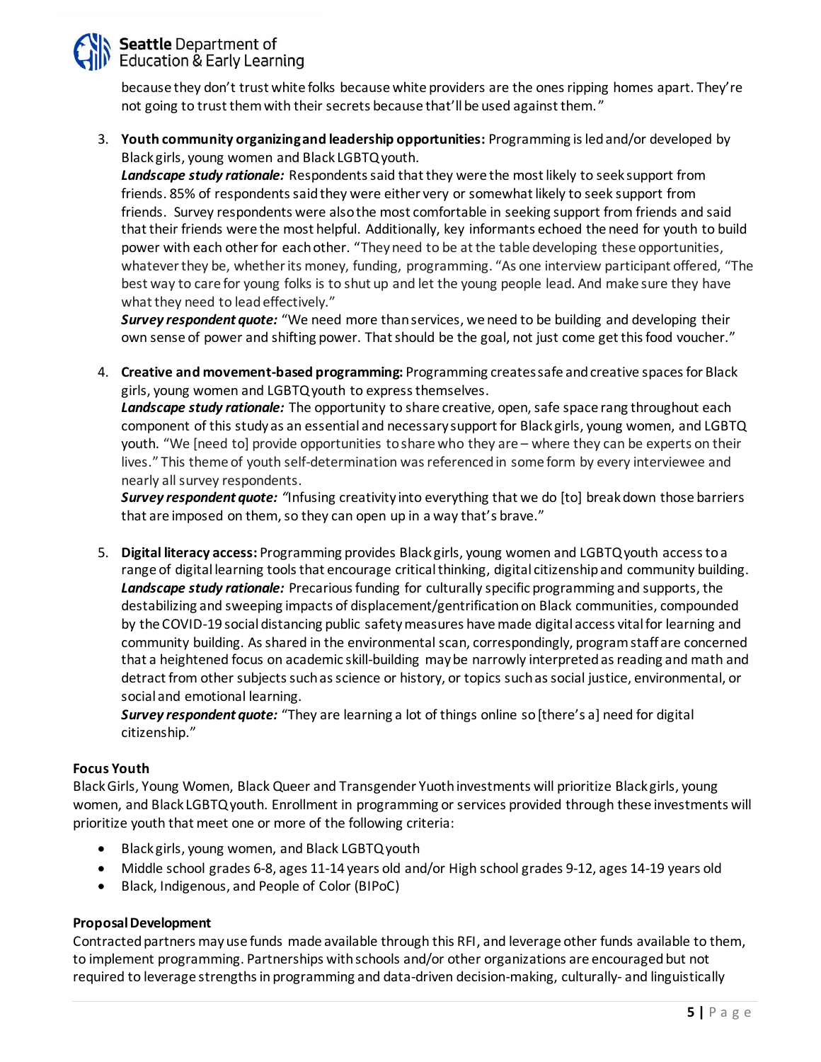because they don't trust white folks because white providers are the ones ripping homes apart. They're not going to trust them with their secrets because that'll be used against them."

3. **Youth community organizing and leadership opportunities:** Programming is led and/or developed by Black girls, young women and Black LGBTQ youth.
   ***Landscape study rationale:*** Respondents said that they were the most likely to seek support from friends. 85% of respondents said they were either very or somewhat likely to seek support from friends. Survey respondents were also the most comfortable in seeking support from friends and said that their friends were the most helpful. Additionally, key informants echoed the need for youth to build power with each other for each other. "They need to be at the table developing these opportunities, whatever they be, whether its money, funding, programming. "As one interview participant offered, "The best way to care for young folks is to shut up and let the young people lead. And make sure they have what they need to lead effectively."
   ***Survey respondent quote:*** "We need more than services, we need to be building and developing their own sense of power and shifting power. That should be the goal, not just come get this food voucher."

4. **Creative and movement-based programming:** Programming creates safe and creative spaces for Black girls, young women and LGBTQ youth to express themselves.
   ***Landscape study rationale:*** The opportunity to share creative, open, safe space rang throughout each component of this study as an essential and necessary support for Black girls, young women, and LGBTQ youth. "We [need to] provide opportunities to share who they are – where they can be experts on their lives." This theme of youth self-determination was referenced in some form by every interviewee and nearly all survey respondents.
   ***Survey respondent quote:*** "Infusing creativity into everything that we do [to] break down those barriers that are imposed on them, so they can open up in a way that's brave."

5. **Digital literacy access:** Programming provides Black girls, young women and LGBTQ youth access to a range of digital learning tools that encourage critical thinking, digital citizenship and community building.
   ***Landscape study rationale:*** Precarious funding for culturally specific programming and supports, the destabilizing and sweeping impacts of displacement/gentrification on Black communities, compounded by the COVID-19 social distancing public safety measures have made digital access vital for learning and community building. As shared in the environmental scan, correspondingly, program staff are concerned that a heightened focus on academic skill-building may be narrowly interpreted as reading and math and detract from other subjects such as science or history, or topics such as social justice, environmental, or social and emotional learning.
   ***Survey respondent quote:*** "They are learning a lot of things online so [there's a] need for digital citizenship."

**Focus Youth**

Black Girls, Young Women, Black Queer and Transgender Yuoth investments will prioritize Black girls, young women, and Black LGBTQ youth. Enrollment in programming or services provided through these investments will prioritize youth that meet one or more of the following criteria:

- Black girls, young women, and Black LGBTQ youth
- Middle school grades 6-8, ages 11-14 years old and/or High school grades 9-12, ages 14-19 years old
- Black, Indigenous, and People of Color (BIPoC)

**Proposal Development**

Contracted partners may use funds made available through this RFI, and leverage other funds available to them, to implement programming. Partnerships with schools and/or other organizations are encouraged but not required to leverage strengths in programming and data-driven decision-making, culturally- and linguistically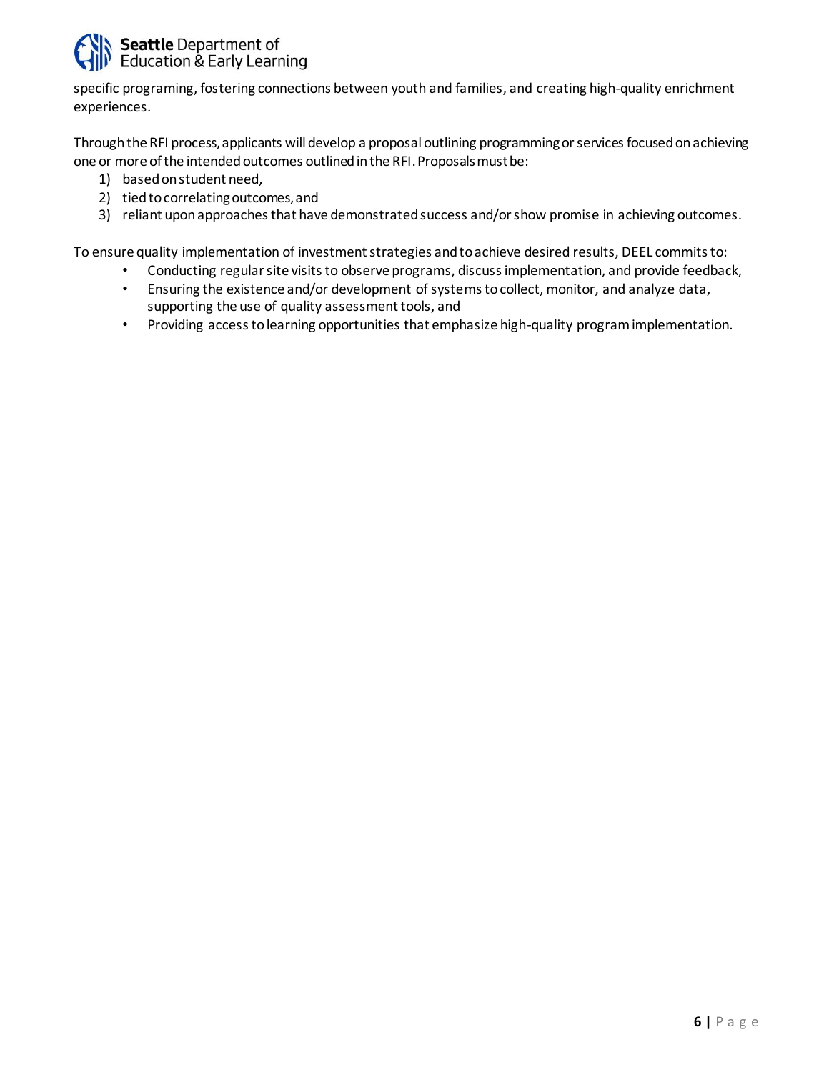specific programing, fostering connections between youth and families, and creating high-quality enrichment experiences.

Through the RFI process, applicants will develop a proposal outlining programming or services focused on achieving one or more of the intended outcomes outlined in the RFI. Proposals must be:

1) based on student need,
2) tied to correlating outcomes, and
3) reliant upon approaches that have demonstrated success and/or show promise in achieving outcomes.

To ensure quality implementation of investment strategies and to achieve desired results, DEEL commits to:

- Conducting regular site visits to observe programs, discuss implementation, and provide feedback,
- Ensuring the existence and/or development of systems to collect, monitor, and analyze data, supporting the use of quality assessment tools, and
- Providing access to learning opportunities that emphasize high-quality program implementation.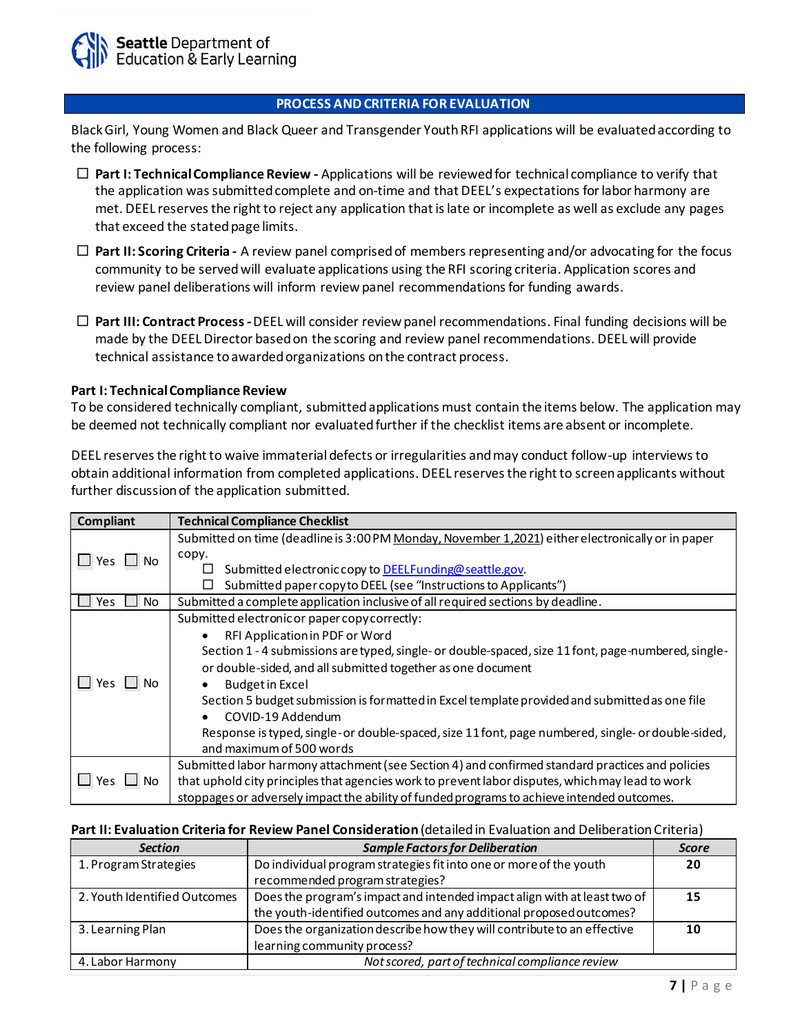## PROCESS AND CRITERIA FOR EVALUATION

Black Girl, Young Women and Black Queer and Transgender Youth RFI applications will be evaluated according to the following process:

- ☐ **Part I: Technical Compliance Review -** Applications will be reviewed for technical compliance to verify that the application was submitted complete and on-time and that DEEL's expectations for labor harmony are met. DEEL reserves the right to reject any application that is late or incomplete as well as exclude any pages that exceed the stated page limits.
- ☐ **Part II: Scoring Criteria -** A review panel comprised of members representing and/or advocating for the focus community to be served will evaluate applications using the RFI scoring criteria. Application scores and review panel deliberations will inform review panel recommendations for funding awards.
- ☐ **Part III: Contract Process -** DEEL will consider review panel recommendations. Final funding decisions will be made by the DEEL Director based on the scoring and review panel recommendations. DEEL will provide technical assistance to awarded organizations on the contract process.

### Part I: Technical Compliance Review

To be considered technically compliant, submitted applications must contain the items below. The application may be deemed not technically compliant nor evaluated further if the checklist items are absent or incomplete.

DEEL reserves the right to waive immaterial defects or irregularities and may conduct follow-up interviews to obtain additional information from completed applications. DEEL reserves the right to screen applicants without further discussion of the application submitted.

| Compliant | Technical Compliance Checklist |
|---|---|
| ☐ Yes ☐ No | Submitted on time (deadline is 3:00 PM Monday, November 1, 2021) either electronically or in paper copy.<br>☐ Submitted electronic copy to DEELFunding@seattle.gov.<br>☐ Submitted paper copy to DEEL (see "Instructions to Applicants") |
| ☐ Yes ☐ No | Submitted a complete application inclusive of all required sections by deadline. |
| ☐ Yes ☐ No | Submitted electronic or paper copy correctly:<br>• RFI Application in PDF or Word<br>Section 1 - 4 submissions are typed, single- or double-spaced, size 11 font, page-numbered, single- or double-sided, and all submitted together as one document<br>• Budget in Excel<br>Section 5 budget submission is formatted in Excel template provided and submitted as one file<br>• COVID-19 Addendum<br>Response is typed, single- or double-spaced, size 11 font, page numbered, single- or double-sided, and maximum of 500 words |
| ☐ Yes ☐ No | Submitted labor harmony attachment (see Section 4) and confirmed standard practices and policies that uphold city principles that agencies work to prevent labor disputes, which may lead to work stoppages or adversely impact the ability of funded programs to achieve intended outcomes. |

**Part II: Evaluation Criteria for Review Panel Consideration** (detailed in Evaluation and Deliberation Criteria)

| *Section* | *Sample Factors for Deliberation* | *Score* |
|---|---|---|
| 1. Program Strategies | Do individual program strategies fit into one or more of the youth recommended program strategies? | **20** |
| 2. Youth Identified Outcomes | Does the program's impact and intended impact align with at least two of the youth-identified outcomes and any additional proposed outcomes? | **15** |
| 3. Learning Plan | Does the organization describe how they will contribute to an effective learning community process? | **10** |
| 4. Labor Harmony | *Not scored, part of technical compliance review* | |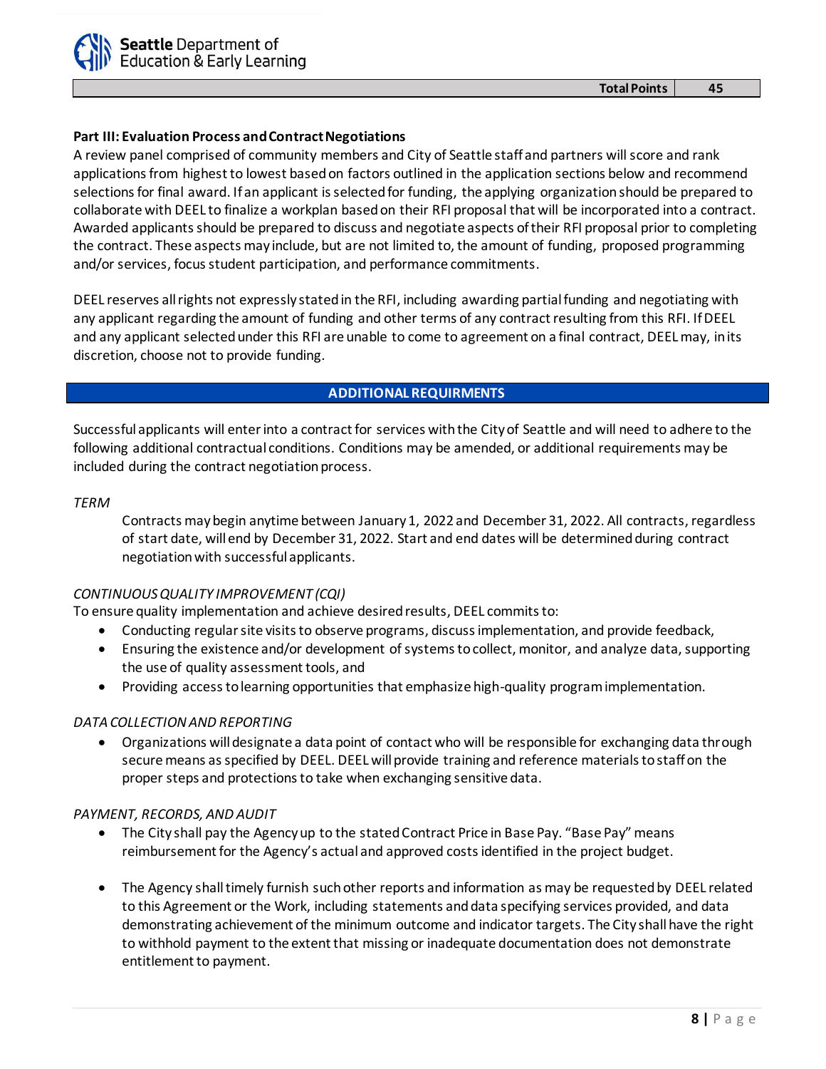| | Total Points | 45 |
|---|---|---|

**Part III: Evaluation Process and Contract Negotiations**

A review panel comprised of community members and City of Seattle staff and partners will score and rank applications from highest to lowest based on factors outlined in the application sections below and recommend selections for final award. If an applicant is selected for funding, the applying organization should be prepared to collaborate with DEEL to finalize a workplan based on their RFI proposal that will be incorporated into a contract. Awarded applicants should be prepared to discuss and negotiate aspects of their RFI proposal prior to completing the contract. These aspects may include, but are not limited to, the amount of funding, proposed programming and/or services, focus student participation, and performance commitments.

DEEL reserves all rights not expressly stated in the RFI, including awarding partial funding and negotiating with any applicant regarding the amount of funding and other terms of any contract resulting from this RFI. If DEEL and any applicant selected under this RFI are unable to come to agreement on a final contract, DEEL may, in its discretion, choose not to provide funding.

## ADDITIONAL REQUIRMENTS

Successful applicants will enter into a contract for services with the City of Seattle and will need to adhere to the following additional contractual conditions. Conditions may be amended, or additional requirements may be included during the contract negotiation process.

*TERM*

Contracts may begin anytime between January 1, 2022 and December 31, 2022. All contracts, regardless of start date, will end by December 31, 2022. Start and end dates will be determined during contract negotiation with successful applicants.

*CONTINUOUS QUALITY IMPROVEMENT (CQI)*

To ensure quality implementation and achieve desired results, DEEL commits to:

- Conducting regular site visits to observe programs, discuss implementation, and provide feedback,
- Ensuring the existence and/or development of systems to collect, monitor, and analyze data, supporting the use of quality assessment tools, and
- Providing access to learning opportunities that emphasize high-quality program implementation.

*DATA COLLECTION AND REPORTING*

- Organizations will designate a data point of contact who will be responsible for exchanging data through secure means as specified by DEEL. DEEL will provide training and reference materials to staff on the proper steps and protections to take when exchanging sensitive data.

*PAYMENT, RECORDS, AND AUDIT*

- The City shall pay the Agency up to the stated Contract Price in Base Pay. "Base Pay" means reimbursement for the Agency's actual and approved costs identified in the project budget.

- The Agency shall timely furnish such other reports and information as may be requested by DEEL related to this Agreement or the Work, including statements and data specifying services provided, and data demonstrating achievement of the minimum outcome and indicator targets. The City shall have the right to withhold payment to the extent that missing or inadequate documentation does not demonstrate entitlement to payment.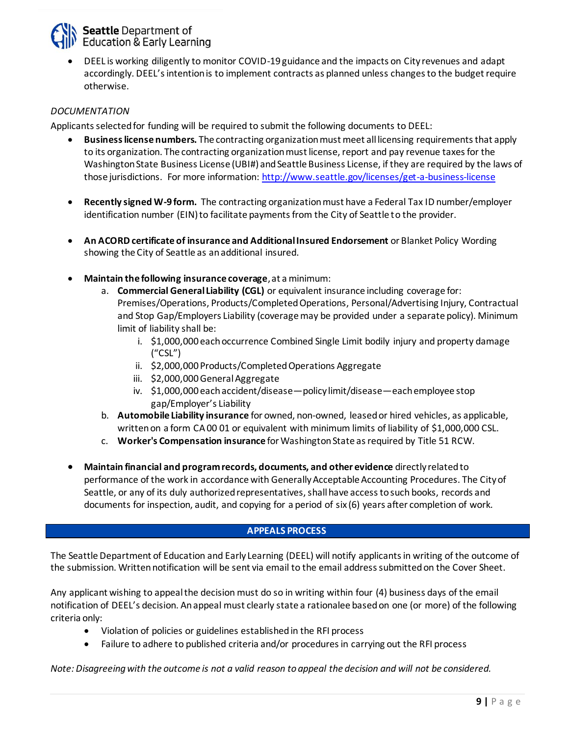- DEEL is working diligently to monitor COVID-19 guidance and the impacts on City revenues and adapt accordingly. DEEL's intention is to implement contracts as planned unless changes to the budget require otherwise.

*DOCUMENTATION*

Applicants selected for funding will be required to submit the following documents to DEEL:

- **Business license numbers.** The contracting organization must meet all licensing requirements that apply to its organization. The contracting organization must license, report and pay revenue taxes for the Washington State Business License (UBI#) and Seattle Business License, if they are required by the laws of those jurisdictions. For more information: http://www.seattle.gov/licenses/get-a-business-license

- **Recently signed W-9 form.** The contracting organization must have a Federal Tax ID number/employer identification number (EIN) to facilitate payments from the City of Seattle to the provider.

- **An ACORD certificate of insurance and Additional Insured Endorsement** or Blanket Policy Wording showing the City of Seattle as an additional insured.

- **Maintain the following insurance coverage**, at a minimum:
  a. **Commercial General Liability (CGL)** or equivalent insurance including coverage for: Premises/Operations, Products/Completed Operations, Personal/Advertising Injury, Contractual and Stop Gap/Employers Liability (coverage may be provided under a separate policy). Minimum limit of liability shall be:
     i. $1,000,000 each occurrence Combined Single Limit bodily injury and property damage ("CSL")
     ii. $2,000,000 Products/Completed Operations Aggregate
     iii. $2,000,000 General Aggregate
     iv. $1,000,000 each accident/disease—policy limit/disease—each employee stop gap/Employer's Liability
  b. **Automobile Liability insurance** for owned, non-owned, leased or hired vehicles, as applicable, written on a form CA 00 01 or equivalent with minimum limits of liability of $1,000,000 CSL.
  c. **Worker's Compensation insurance** for Washington State as required by Title 51 RCW.

- **Maintain financial and program records, documents, and other evidence** directly related to performance of the work in accordance with Generally Acceptable Accounting Procedures. The City of Seattle, or any of its duly authorized representatives, shall have access to such books, records and documents for inspection, audit, and copying for a period of six (6) years after completion of work.

## APPEALS PROCESS

The Seattle Department of Education and Early Learning (DEEL) will notify applicants in writing of the outcome of the submission. Written notification will be sent via email to the email address submitted on the Cover Sheet.

Any applicant wishing to appeal the decision must do so in writing within four (4) business days of the email notification of DEEL's decision. An appeal must clearly state a rationalee based on one (or more) of the following criteria only:

- Violation of policies or guidelines established in the RFI process
- Failure to adhere to published criteria and/or procedures in carrying out the RFI process

*Note: Disagreeing with the outcome is not a valid reason to appeal the decision and will not be considered.*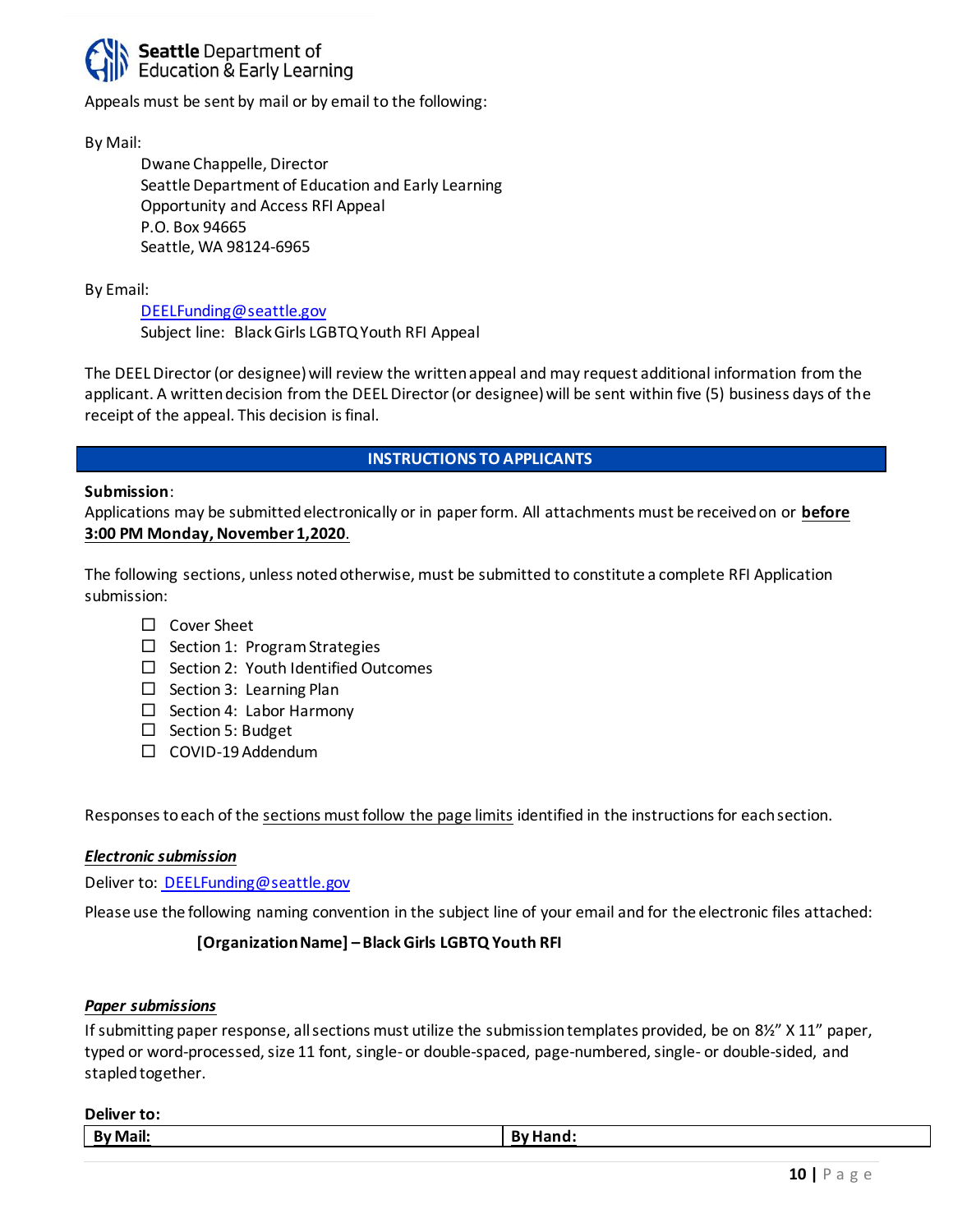Appeals must be sent by mail or by email to the following:

By Mail:

Dwane Chappelle, Director
Seattle Department of Education and Early Learning
Opportunity and Access RFI Appeal
P.O. Box 94665
Seattle, WA 98124-6965

By Email:

DEELFunding@seattle.gov
Subject line: Black Girls LGBTQ Youth RFI Appeal

The DEEL Director (or designee) will review the written appeal and may request additional information from the applicant. A written decision from the DEEL Director (or designee) will be sent within five (5) business days of the receipt of the appeal. This decision is final.

## INSTRUCTIONS TO APPLICANTS

**Submission**:
Applications may be submitted electronically or in paper form. All attachments must be received on or **before 3:00 PM Monday, November 1,2020**.

The following sections, unless noted otherwise, must be submitted to constitute a complete RFI Application submission:

- ☐ Cover Sheet
- ☐ Section 1: Program Strategies
- ☐ Section 2: Youth Identified Outcomes
- ☐ Section 3: Learning Plan
- ☐ Section 4: Labor Harmony
- ☐ Section 5: Budget
- ☐ COVID-19 Addendum

Responses to each of the sections must follow the page limits identified in the instructions for each section.

***Electronic submission***

Deliver to: DEELFunding@seattle.gov

Please use the following naming convention in the subject line of your email and for the electronic files attached:

**[Organization Name] – Black Girls LGBTQ Youth RFI**

***Paper submissions***

If submitting paper response, all sections must utilize the submission templates provided, be on 8½" X 11" paper, typed or word-processed, size 11 font, single- or double-spaced, page-numbered, single- or double-sided, and stapled together.

**Deliver to:**

| **By Mail:** | **By Hand:** |
| --- | --- |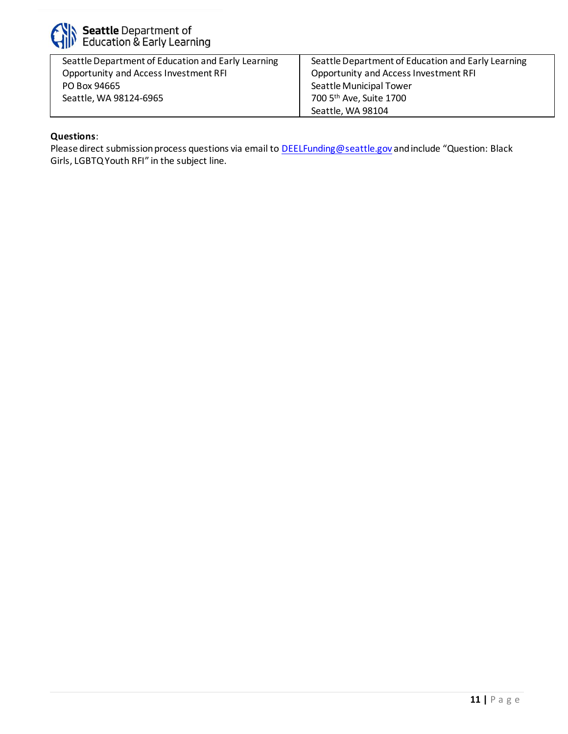| | |
|---|---|
| Seattle Department of Education and Early Learning<br>Opportunity and Access Investment RFI<br>PO Box 94665<br>Seattle, WA 98124-6965 | Seattle Department of Education and Early Learning<br>Opportunity and Access Investment RFI<br>Seattle Municipal Tower<br>700 5th Ave, Suite 1700<br>Seattle, WA 98104 |

**Questions**:
Please direct submission process questions via email to DEELFunding@seattle.gov and include "Question: Black Girls, LGBTQ Youth RFI" in the subject line.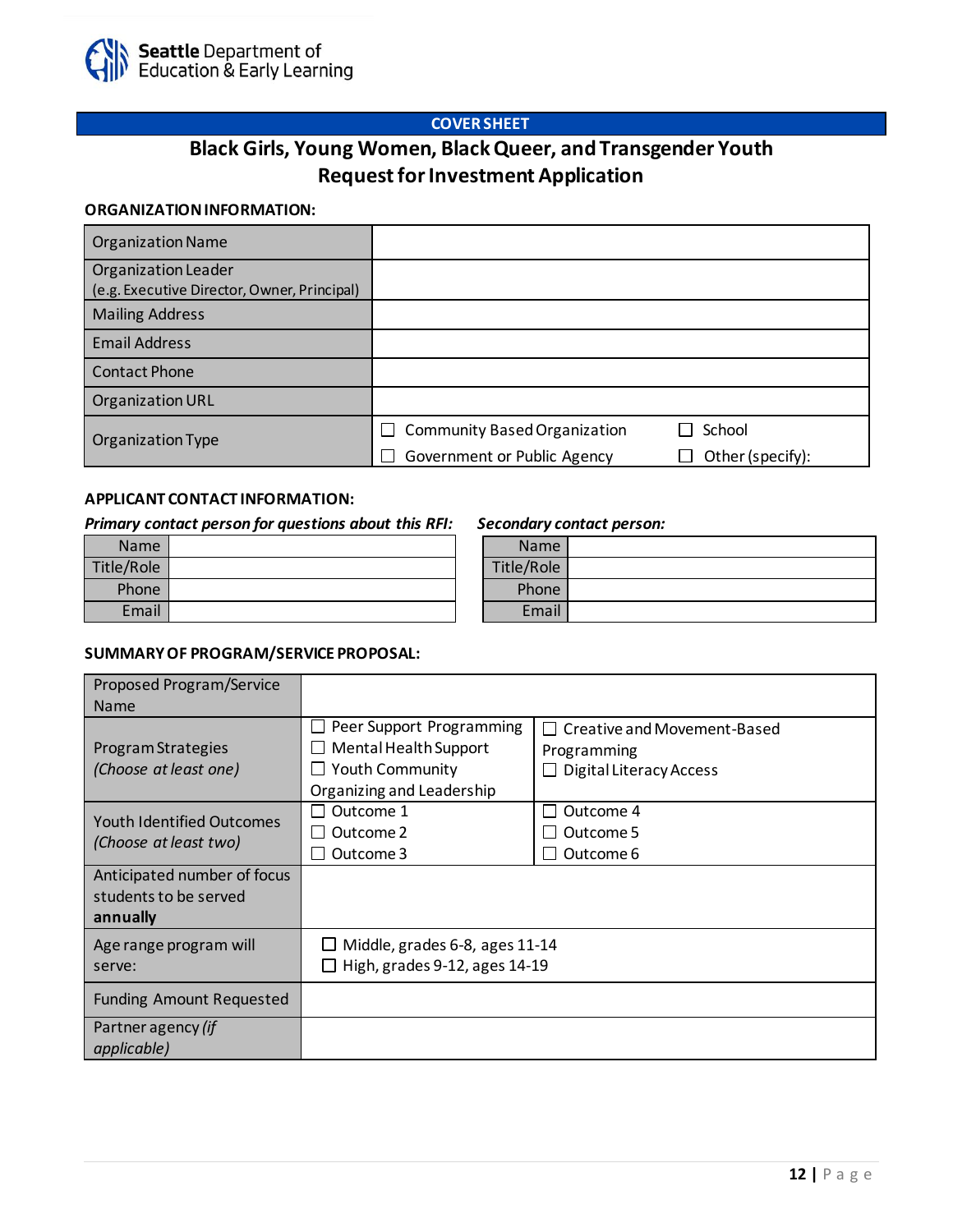Seattle Department of Education & Early Learning

## COVER SHEET

# Black Girls, Young Women, Black Queer, and Transgender Youth Request for Investment Application

**ORGANIZATION INFORMATION:**

| | | |
|---|---|---|
| Organization Name | | |
| Organization Leader (e.g. Executive Director, Owner, Principal) | | |
| Mailing Address | | |
| Email Address | | |
| Contact Phone | | |
| Organization URL | | |
| Organization Type | ☐ Community Based Organization<br>☐ Government or Public Agency | ☐ School<br>☐ Other (specify): |

**APPLICANT CONTACT INFORMATION:**

***Primary contact person for questions about this RFI:***

| | |
|---|---|
| Name | |
| Title/Role | |
| Phone | |
| Email | |

***Secondary contact person:***

| | |
|---|---|
| Name | |
| Title/Role | |
| Phone | |
| Email | |

**SUMMARY OF PROGRAM/SERVICE PROPOSAL:**

| | | |
|---|---|---|
| Proposed Program/Service Name | | |
| Program Strategies *(Choose at least one)* | ☐ Peer Support Programming<br>☐ Mental Health Support<br>☐ Youth Community Organizing and Leadership | ☐ Creative and Movement-Based Programming<br>☐ Digital Literacy Access |
| Youth Identified Outcomes *(Choose at least two)* | ☐ Outcome 1<br>☐ Outcome 2<br>☐ Outcome 3 | ☐ Outcome 4<br>☐ Outcome 5<br>☐ Outcome 6 |
| Anticipated number of focus students to be served **annually** | | |
| Age range program will serve: | ☐ Middle, grades 6-8, ages 11-14<br>☐ High, grades 9-12, ages 14-19 | |
| Funding Amount Requested | | |
| Partner agency *(if applicable)* | | |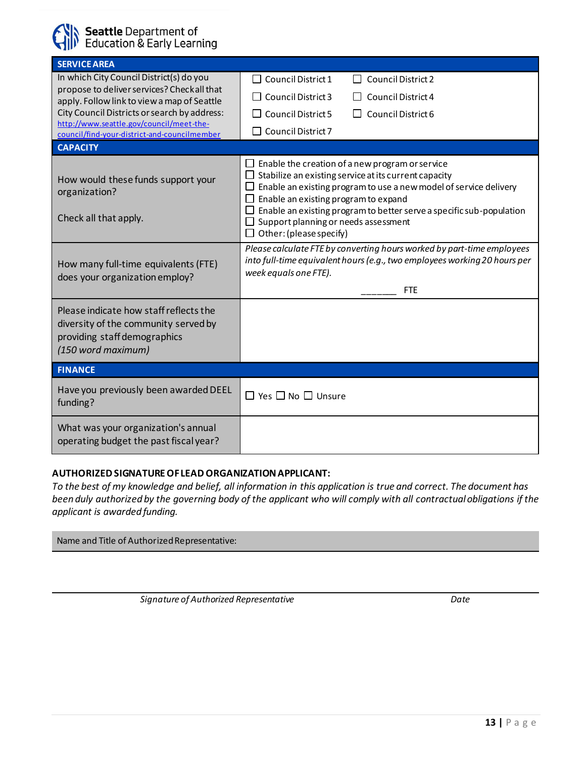Seattle Department of Education & Early Learning

| | |
|---|---|
| **SERVICE AREA** | |
| In which City Council District(s) do you propose to deliver services? Check all that apply. Follow link to view a map of Seattle City Council Districts or search by address: http://www.seattle.gov/council/meet-the-council/find-your-district-and-councilmember | ☐ Council District 1 ☐ Council District 2 ☐ Council District 3 ☐ Council District 4 ☐ Council District 5 ☐ Council District 6 ☐ Council District 7 |
| **CAPACITY** | |
| How would these funds support your organization? Check all that apply. | ☐ Enable the creation of a new program or service<br>☐ Stabilize an existing service at its current capacity<br>☐ Enable an existing program to use a new model of service delivery<br>☐ Enable an existing program to expand<br>☐ Enable an existing program to better serve a specific sub-population<br>☐ Support planning or needs assessment<br>☐ Other: (please specify) |
| How many full-time equivalents (FTE) does your organization employ? | *Please calculate FTE by converting hours worked by part-time employees into full-time equivalent hours (e.g., two employees working 20 hours per week equals one FTE).*<br>_______ FTE |
| Please indicate how staff reflects the diversity of the community served by providing staff demographics *(150 word maximum)* | |
| **FINANCE** | |
| Have you previously been awarded DEEL funding? | ☐ Yes ☐ No ☐ Unsure |
| What was your organization's annual operating budget the past fiscal year? | |

**AUTHORIZED SIGNATURE OF LEAD ORGANIZATION APPLICANT:**

*To the best of my knowledge and belief, all information in this application is true and correct. The document has been duly authorized by the governing body of the applicant who will comply with all contractual obligations if the applicant is awarded funding.*

Name and Title of Authorized Representative:

*Signature of Authorized Representative* *Date*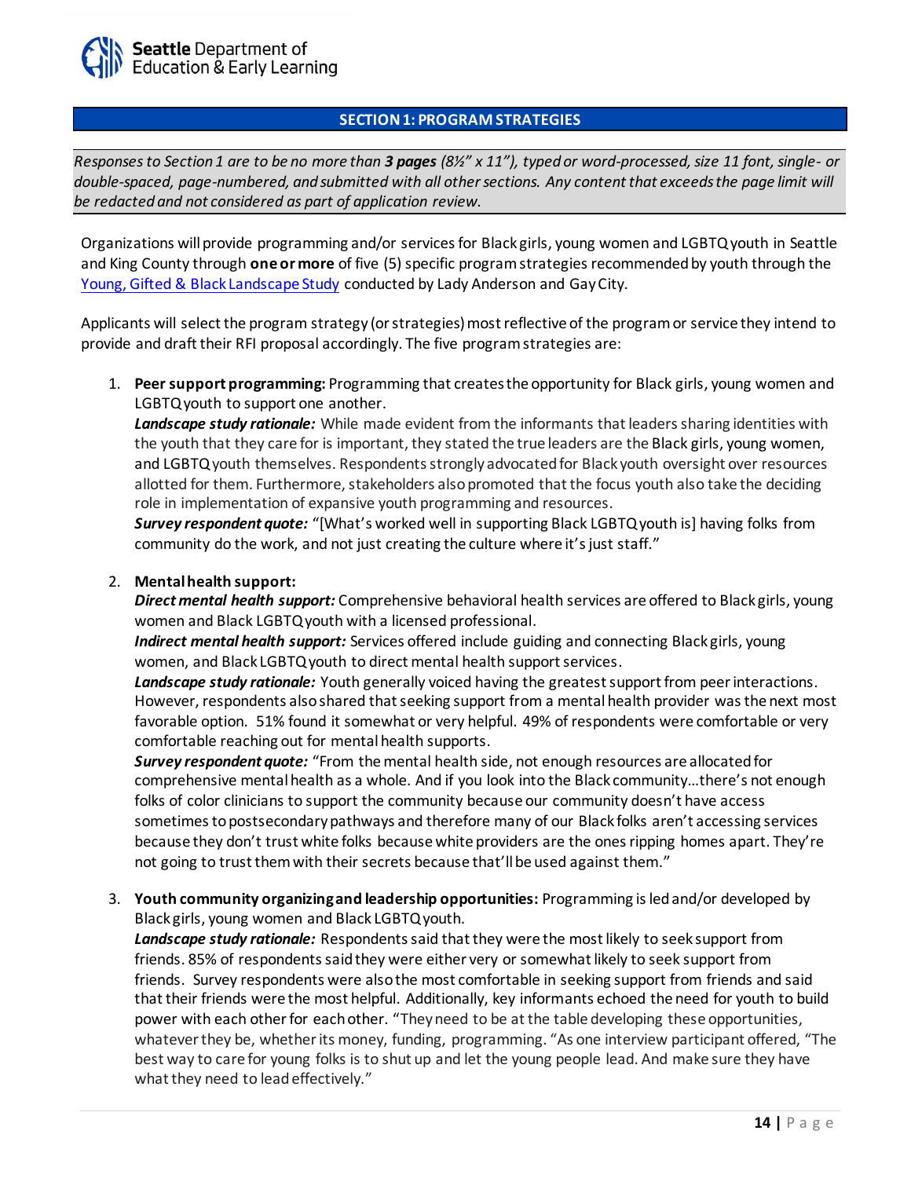## SECTION 1: PROGRAM STRATEGIES

*Responses to Section 1 are to be no more than **3 pages** (8½" x 11"), typed or word-processed, size 11 font, single- or double-spaced, page-numbered, and submitted with all other sections. Any content that exceeds the page limit will be redacted and not considered as part of application review.*

Organizations will provide programming and/or services for Black girls, young women and LGBTQ youth in Seattle and King County through **one or more** of five (5) specific program strategies recommended by youth through the Young, Gifted & Black Landscape Study conducted by Lady Anderson and Gay City.

Applicants will select the program strategy (or strategies) most reflective of the program or service they intend to provide and draft their RFI proposal accordingly. The five program strategies are:

1. **Peer support programming:** Programming that creates the opportunity for Black girls, young women and LGBTQ youth to support one another.
   ***Landscape study rationale:*** While made evident from the informants that leaders sharing identities with the youth that they care for is important, they stated the true leaders are the Black girls, young women, and LGBTQ youth themselves. Respondents strongly advocated for Black youth oversight over resources allotted for them. Furthermore, stakeholders also promoted that the focus youth also take the deciding role in implementation of expansive youth programming and resources.
   ***Survey respondent quote:*** "[What's worked well in supporting Black LGBTQ youth is] having folks from community do the work, and not just creating the culture where it's just staff."

2. **Mental health support:**
   ***Direct mental health support:*** Comprehensive behavioral health services are offered to Black girls, young women and Black LGBTQ youth with a licensed professional.
   ***Indirect mental health support:*** Services offered include guiding and connecting Black girls, young women, and Black LGBTQ youth to direct mental health support services.
   ***Landscape study rationale:*** Youth generally voiced having the greatest support from peer interactions. However, respondents also shared that seeking support from a mental health provider was the next most favorable option. 51% found it somewhat or very helpful. 49% of respondents were comfortable or very comfortable reaching out for mental health supports.
   ***Survey respondent quote:*** "From the mental health side, not enough resources are allocated for comprehensive mental health as a whole. And if you look into the Black community…there's not enough folks of color clinicians to support the community because our community doesn't have access sometimes to postsecondary pathways and therefore many of our Black folks aren't accessing services because they don't trust white folks because white providers are the ones ripping homes apart. They're not going to trust them with their secrets because that'll be used against them."

3. **Youth community organizing and leadership opportunities:** Programming is led and/or developed by Black girls, young women and Black LGBTQ youth.
   ***Landscape study rationale:*** Respondents said that they were the most likely to seek support from friends. 85% of respondents said they were either very or somewhat likely to seek support from friends. Survey respondents were also the most comfortable in seeking support from friends and said that their friends were the most helpful. Additionally, key informants echoed the need for youth to build power with each other for each other. "They need to be at the table developing these opportunities, whatever they be, whether its money, funding, programming. "As one interview participant offered, "The best way to care for young folks is to shut up and let the young people lead. And make sure they have what they need to lead effectively."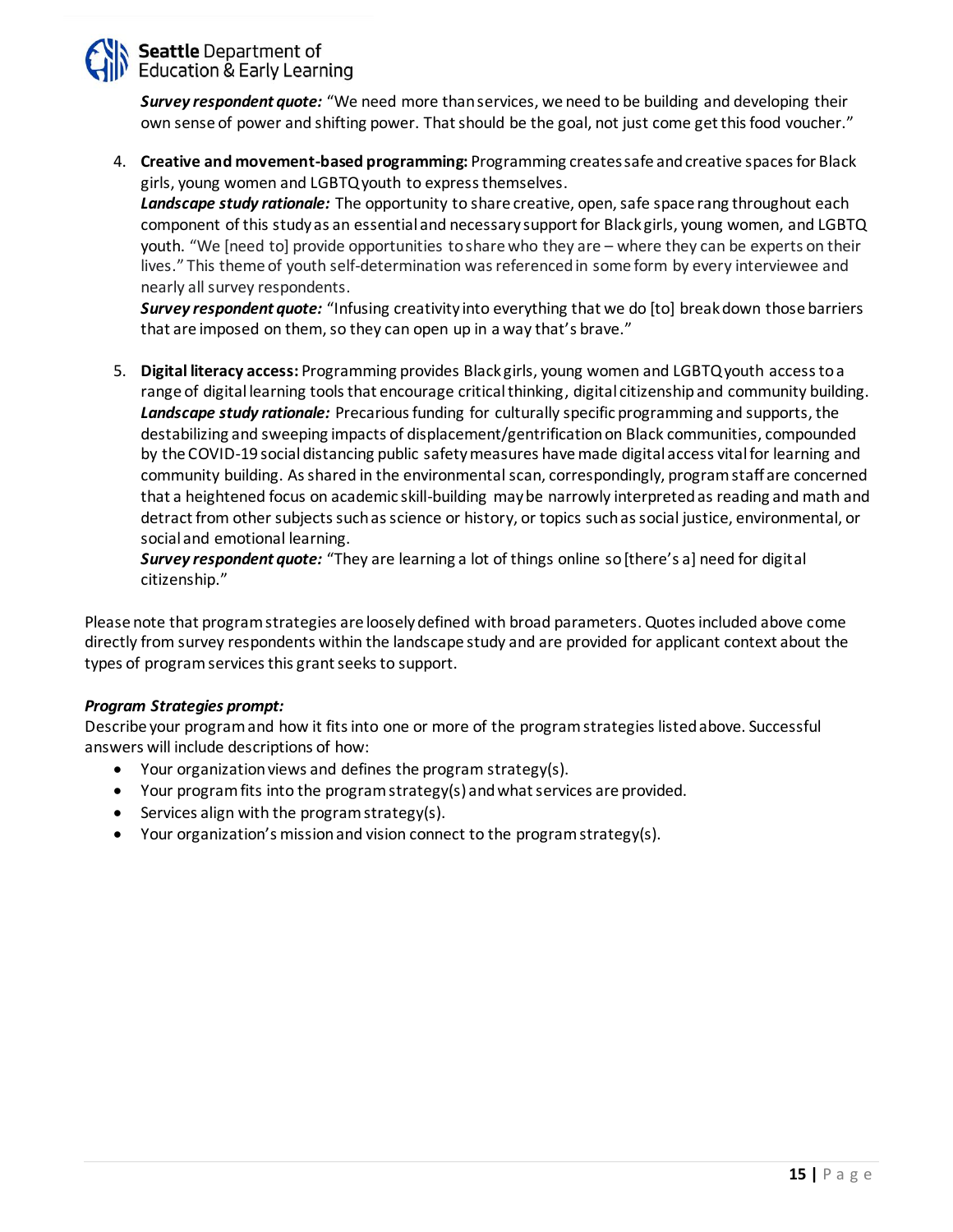***Survey respondent quote:*** "We need more than services, we need to be building and developing their own sense of power and shifting power. That should be the goal, not just come get this food voucher."

4. **Creative and movement-based programming:** Programming creates safe and creative spaces for Black girls, young women and LGBTQ youth to express themselves.
   ***Landscape study rationale:*** The opportunity to share creative, open, safe space rang throughout each component of this study as an essential and necessary support for Black girls, young women, and LGBTQ youth. "We [need to] provide opportunities to share who they are – where they can be experts on their lives." This theme of youth self-determination was referenced in some form by every interviewee and nearly all survey respondents.
   ***Survey respondent quote:*** "Infusing creativity into everything that we do [to] break down those barriers that are imposed on them, so they can open up in a way that's brave."

5. **Digital literacy access:** Programming provides Black girls, young women and LGBTQ youth access to a range of digital learning tools that encourage critical thinking, digital citizenship and community building.
   ***Landscape study rationale:*** Precarious funding for culturally specific programming and supports, the destabilizing and sweeping impacts of displacement/gentrification on Black communities, compounded by the COVID-19 social distancing public safety measures have made digital access vital for learning and community building. As shared in the environmental scan, correspondingly, program staff are concerned that a heightened focus on academic skill-building may be narrowly interpreted as reading and math and detract from other subjects such as science or history, or topics such as social justice, environmental, or social and emotional learning.
   ***Survey respondent quote:*** "They are learning a lot of things online so [there's a] need for digital citizenship."

Please note that program strategies are loosely defined with broad parameters. Quotes included above come directly from survey respondents within the landscape study and are provided for applicant context about the types of program services this grant seeks to support.

***Program Strategies prompt:***
Describe your program and how it fits into one or more of the program strategies listed above. Successful answers will include descriptions of how:

- Your organization views and defines the program strategy(s).
- Your program fits into the program strategy(s) and what services are provided.
- Services align with the program strategy(s).
- Your organization's mission and vision connect to the program strategy(s).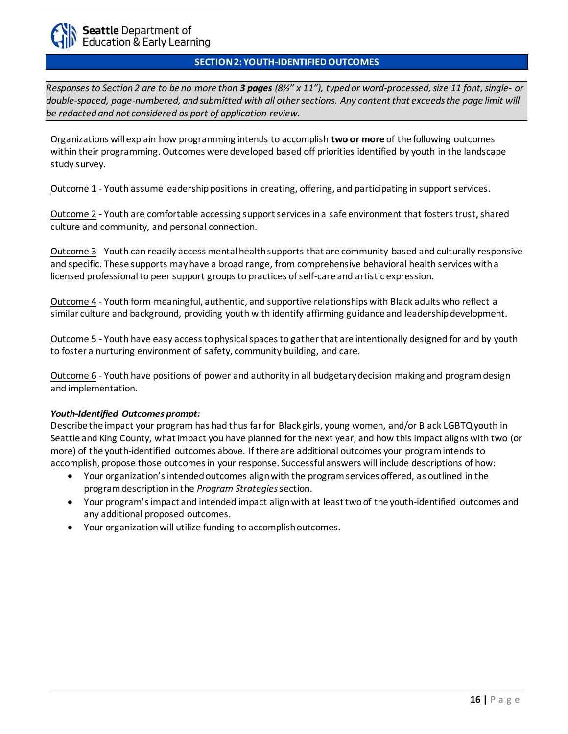## SECTION 2: YOUTH-IDENTIFIED OUTCOMES

*Responses to Section 2 are to be no more than **3 pages** (8½" x 11"), typed or word-processed, size 11 font, single- or double-spaced, page-numbered, and submitted with all other sections. Any content that exceeds the page limit will be redacted and not considered as part of application review.*

Organizations will explain how programming intends to accomplish **two or more** of the following outcomes within their programming. Outcomes were developed based off priorities identified by youth in the landscape study survey.

Outcome 1 - Youth assume leadership positions in creating, offering, and participating in support services.

Outcome 2 - Youth are comfortable accessing support services in a safe environment that fosters trust, shared culture and community, and personal connection.

Outcome 3 - Youth can readily access mental health supports that are community-based and culturally responsive and specific. These supports may have a broad range, from comprehensive behavioral health services with a licensed professional to peer support groups to practices of self-care and artistic expression.

Outcome 4 - Youth form meaningful, authentic, and supportive relationships with Black adults who reflect a similar culture and background, providing youth with identify affirming guidance and leadership development.

Outcome 5 - Youth have easy access to physical spaces to gather that are intentionally designed for and by youth to foster a nurturing environment of safety, community building, and care.

Outcome 6 - Youth have positions of power and authority in all budgetary decision making and program design and implementation.

***Youth-Identified Outcomes prompt:***

Describe the impact your program has had thus far for Black girls, young women, and/or Black LGBTQ youth in Seattle and King County, what impact you have planned for the next year, and how this impact aligns with two (or more) of the youth-identified outcomes above. If there are additional outcomes your program intends to accomplish, propose those outcomes in your response. Successful answers will include descriptions of how:

- Your organization's intended outcomes align with the program services offered, as outlined in the program description in the *Program Strategies* section.
- Your program's impact and intended impact align with at least two of the youth-identified outcomes and any additional proposed outcomes.
- Your organization will utilize funding to accomplish outcomes.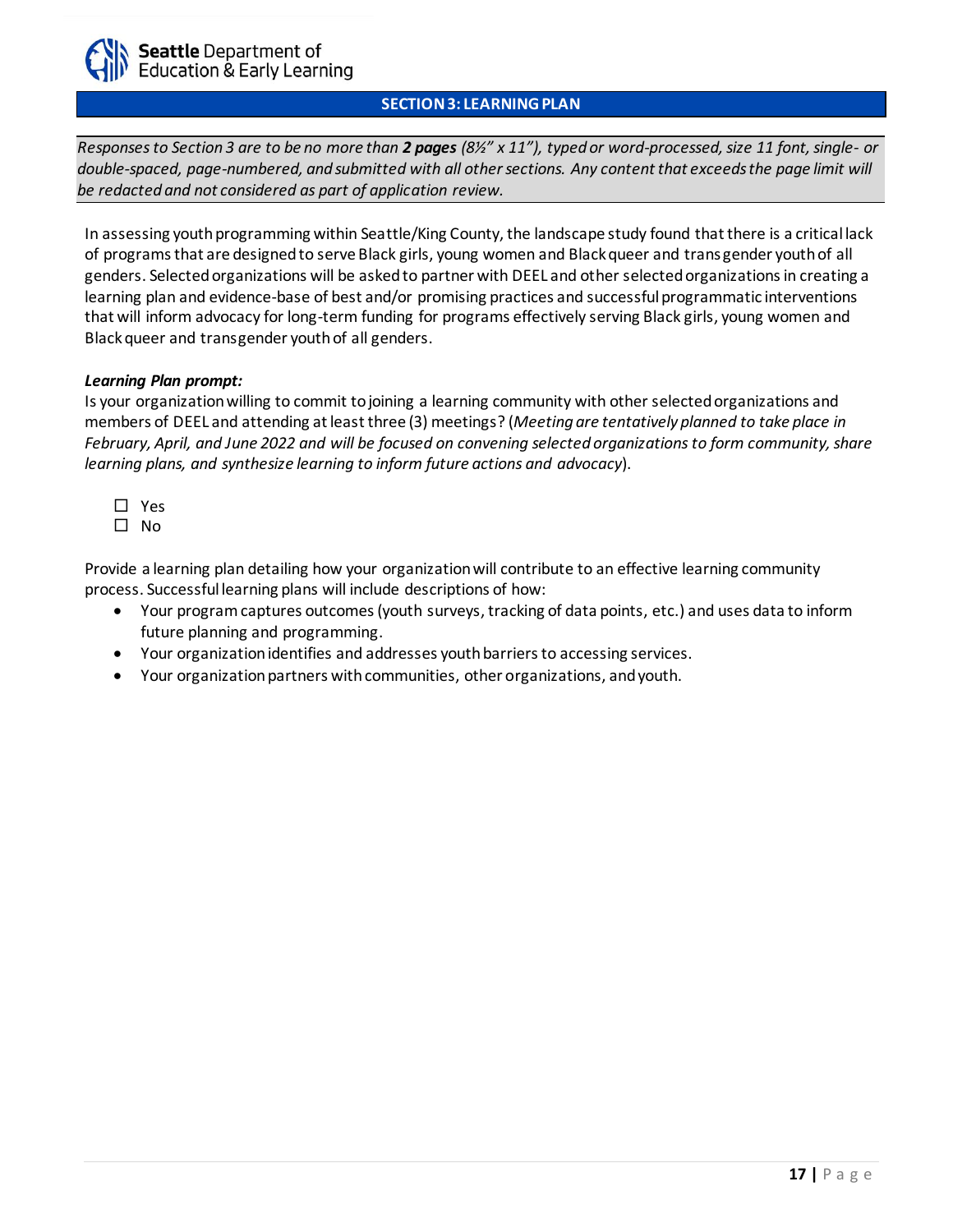## SECTION 3: LEARNING PLAN

*Responses to Section 3 are to be no more than **2 pages** (8½" x 11"), typed or word-processed, size 11 font, single- or double-spaced, page-numbered, and submitted with all other sections. Any content that exceeds the page limit will be redacted and not considered as part of application review.*

In assessing youth programming within Seattle/King County, the landscape study found that there is a critical lack of programs that are designed to serve Black girls, young women and Black queer and transgender youth of all genders. Selected organizations will be asked to partner with DEEL and other selected organizations in creating a learning plan and evidence-base of best and/or promising practices and successful programmatic interventions that will inform advocacy for long-term funding for programs effectively serving Black girls, young women and Black queer and transgender youth of all genders.

***Learning Plan prompt:***

Is your organization willing to commit to joining a learning community with other selected organizations and members of DEEL and attending at least three (3) meetings? (*Meeting are tentatively planned to take place in February, April, and June 2022 and will be focused on convening selected organizations to form community, share learning plans, and synthesize learning to inform future actions and advocacy*).

☐ Yes
☐ No

Provide a learning plan detailing how your organization will contribute to an effective learning community process. Successful learning plans will include descriptions of how:

- Your program captures outcomes (youth surveys, tracking of data points, etc.) and uses data to inform future planning and programming.
- Your organization identifies and addresses youth barriers to accessing services.
- Your organization partners with communities, other organizations, and youth.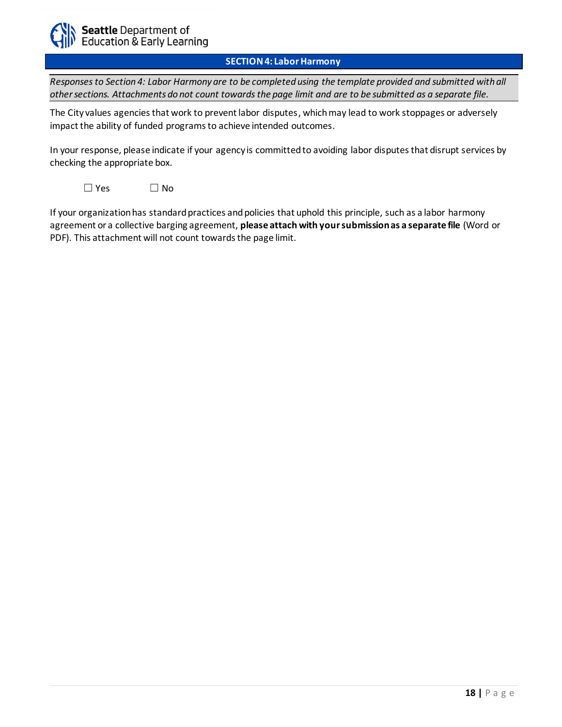## SECTION 4: Labor Harmony

*Responses to Section 4: Labor Harmony are to be completed using the template provided and submitted with all other sections. Attachments do not count towards the page limit and are to be submitted as a separate file.*

The City values agencies that work to prevent labor disputes, which may lead to work stoppages or adversely impact the ability of funded programs to achieve intended outcomes.

In your response, please indicate if your agency is committed to avoiding labor disputes that disrupt services by checking the appropriate box.

☐ Yes ☐ No

If your organization has standard practices and policies that uphold this principle, such as a labor harmony agreement or a collective barging agreement, **please attach with your submission as a separate file** (Word or PDF). This attachment will not count towards the page limit.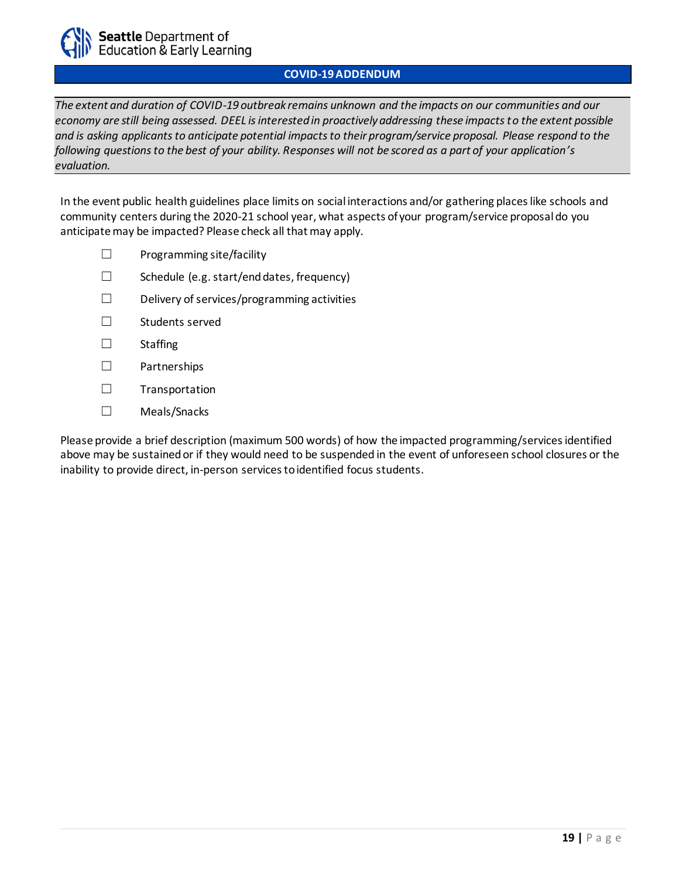**Seattle** Department of Education & Early Learning

## COVID-19 ADDENDUM

*The extent and duration of COVID-19 outbreak remains unknown and the impacts on our communities and our economy are still being assessed. DEEL is interested in proactively addressing these impacts to the extent possible and is asking applicants to anticipate potential impacts to their program/service proposal. Please respond to the following questions to the best of your ability. Responses will not be scored as a part of your application's evaluation.*

In the event public health guidelines place limits on social interactions and/or gathering places like schools and community centers during the 2020-21 school year, what aspects of your program/service proposal do you anticipate may be impacted? Please check all that apply.

- ☐ Programming site/facility
- ☐ Schedule (e.g. start/end dates, frequency)
- ☐ Delivery of services/programming activities
- ☐ Students served
- ☐ Staffing
- ☐ Partnerships
- ☐ Transportation
- ☐ Meals/Snacks

Please provide a brief description (maximum 500 words) of how the impacted programming/services identified above may be sustained or if they would need to be suspended in the event of unforeseen school closures or the inability to provide direct, in-person services to identified focus students.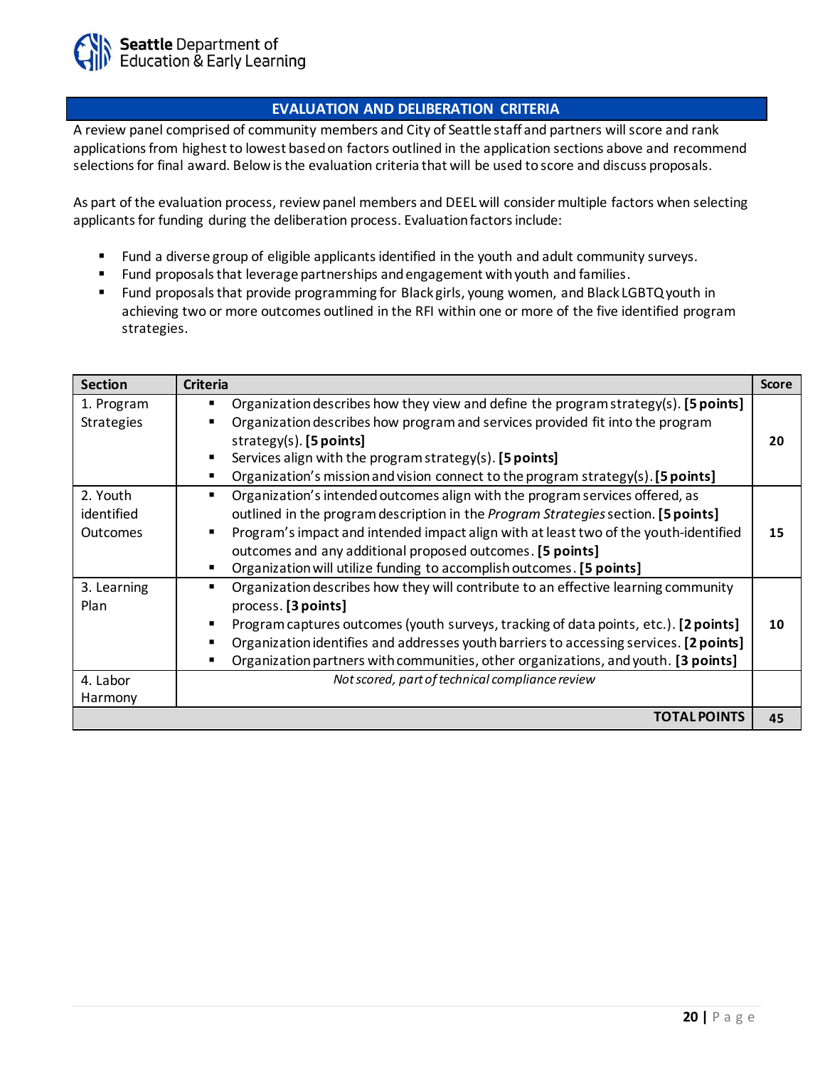## EVALUATION AND DELIBERATION CRITERIA

A review panel comprised of community members and City of Seattle staff and partners will score and rank applications from highest to lowest based on factors outlined in the application sections above and recommend selections for final award. Below is the evaluation criteria that will be used to score and discuss proposals.

As part of the evaluation process, review panel members and DEEL will consider multiple factors when selecting applicants for funding during the deliberation process. Evaluation factors include:

- Fund a diverse group of eligible applicants identified in the youth and adult community surveys.
- Fund proposals that leverage partnerships and engagement with youth and families.
- Fund proposals that provide programming for Black girls, young women, and Black LGBTQ youth in achieving two or more outcomes outlined in the RFI within one or more of the five identified program strategies.

| Section | Criteria | Score |
|---|---|---|
| 1. Program Strategies | ▪ Organization describes how they view and define the program strategy(s). **[5 points]**<br>▪ Organization describes how program and services provided fit into the program strategy(s). **[5 points]**<br>▪ Services align with the program strategy(s). **[5 points]**<br>▪ Organization's mission and vision connect to the program strategy(s). **[5 points]** | **20** |
| 2. Youth identified Outcomes | ▪ Organization's intended outcomes align with the program services offered, as outlined in the program description in the *Program Strategies* section. **[5 points]**<br>▪ Program's impact and intended impact align with at least two of the youth-identified outcomes and any additional proposed outcomes. **[5 points]**<br>▪ Organization will utilize funding to accomplish outcomes. **[5 points]** | **15** |
| 3. Learning Plan | ▪ Organization describes how they will contribute to an effective learning community process. **[3 points]**<br>▪ Program captures outcomes (youth surveys, tracking of data points, etc.). **[2 points]**<br>▪ Organization identifies and addresses youth barriers to accessing services. **[2 points]**<br>▪ Organization partners with communities, other organizations, and youth. **[3 points]** | **10** |
| 4. Labor Harmony | *Not scored, part of technical compliance review* | |
| | **TOTAL POINTS** | **45** |